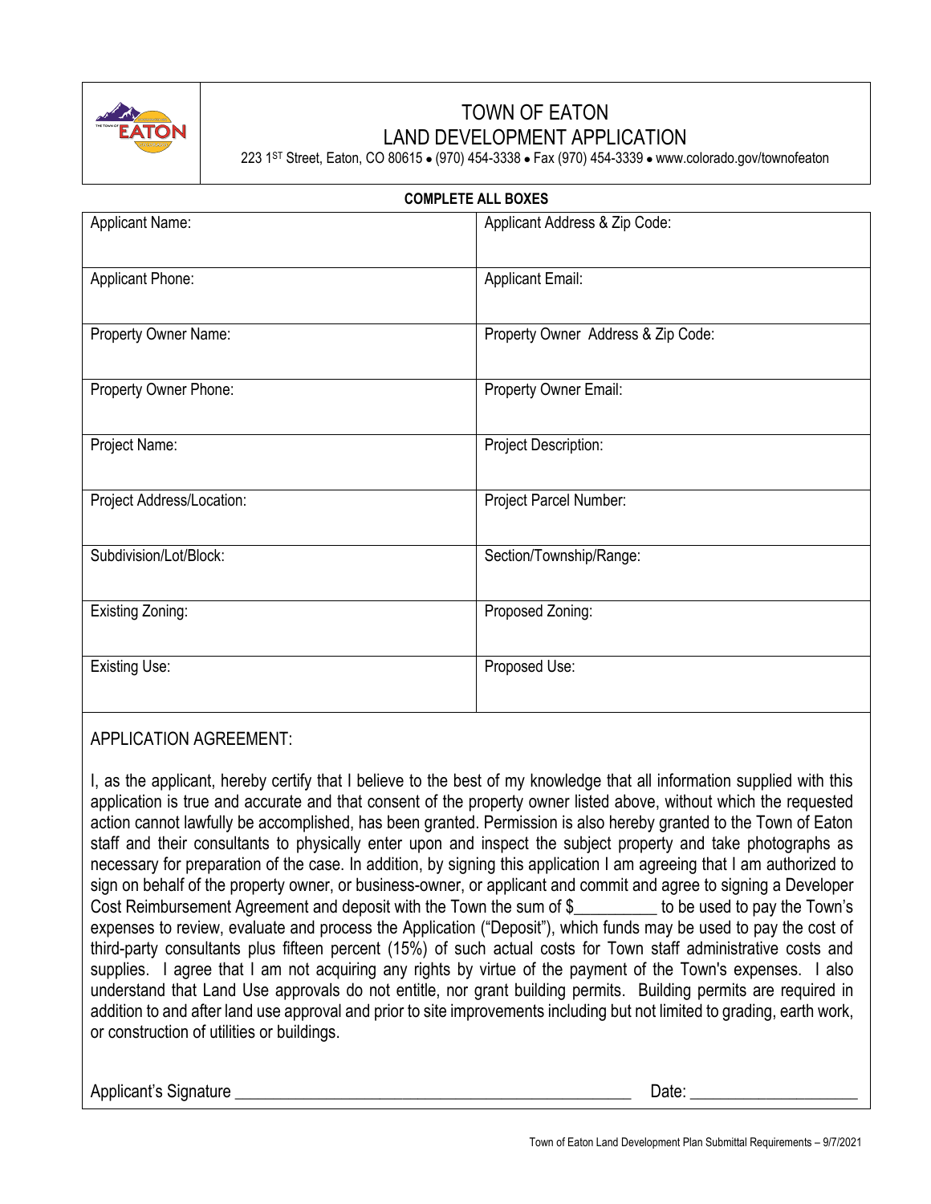# TOWN OF EATON
## LAND DEVELOPMENT APPLICATION

223 1ST Street, Eaton, CO 80615 • (970) 454-3338 • Fax (970) 454-3339 • www.colorado.gov/townofeaton

**COMPLETE ALL BOXES**

| | |
|---|---|
| Applicant Name: | Applicant Address & Zip Code: |
| Applicant Phone: | Applicant Email: |
| Property Owner Name: | Property Owner Address & Zip Code: |
| Property Owner Phone: | Property Owner Email: |
| Project Name: | Project Description: |
| Project Address/Location: | Project Parcel Number: |
| Subdivision/Lot/Block: | Section/Township/Range: |
| Existing Zoning: | Proposed Zoning: |
| Existing Use: | Proposed Use: |

APPLICATION AGREEMENT:

I, as the applicant, hereby certify that I believe to the best of my knowledge that all information supplied with this application is true and accurate and that consent of the property owner listed above, without which the requested action cannot lawfully be accomplished, has been granted. Permission is also hereby granted to the Town of Eaton staff and their consultants to physically enter upon and inspect the subject property and take photographs as necessary for preparation of the case. In addition, by signing this application I am agreeing that I am authorized to sign on behalf of the property owner, or business-owner, or applicant and commit and agree to signing a Developer Cost Reimbursement Agreement and deposit with the Town the sum of $__________ to be used to pay the Town's expenses to review, evaluate and process the Application ("Deposit"), which funds may be used to pay the cost of third-party consultants plus fifteen percent (15%) of such actual costs for Town staff administrative costs and supplies. I agree that I am not acquiring any rights by virtue of the payment of the Town's expenses. I also understand that Land Use approvals do not entitle, nor grant building permits. Building permits are required in addition to and after land use approval and prior to site improvements including but not limited to grading, earth work, or construction of utilities or buildings.

Applicant's Signature ________________________________________________ Date: ____________________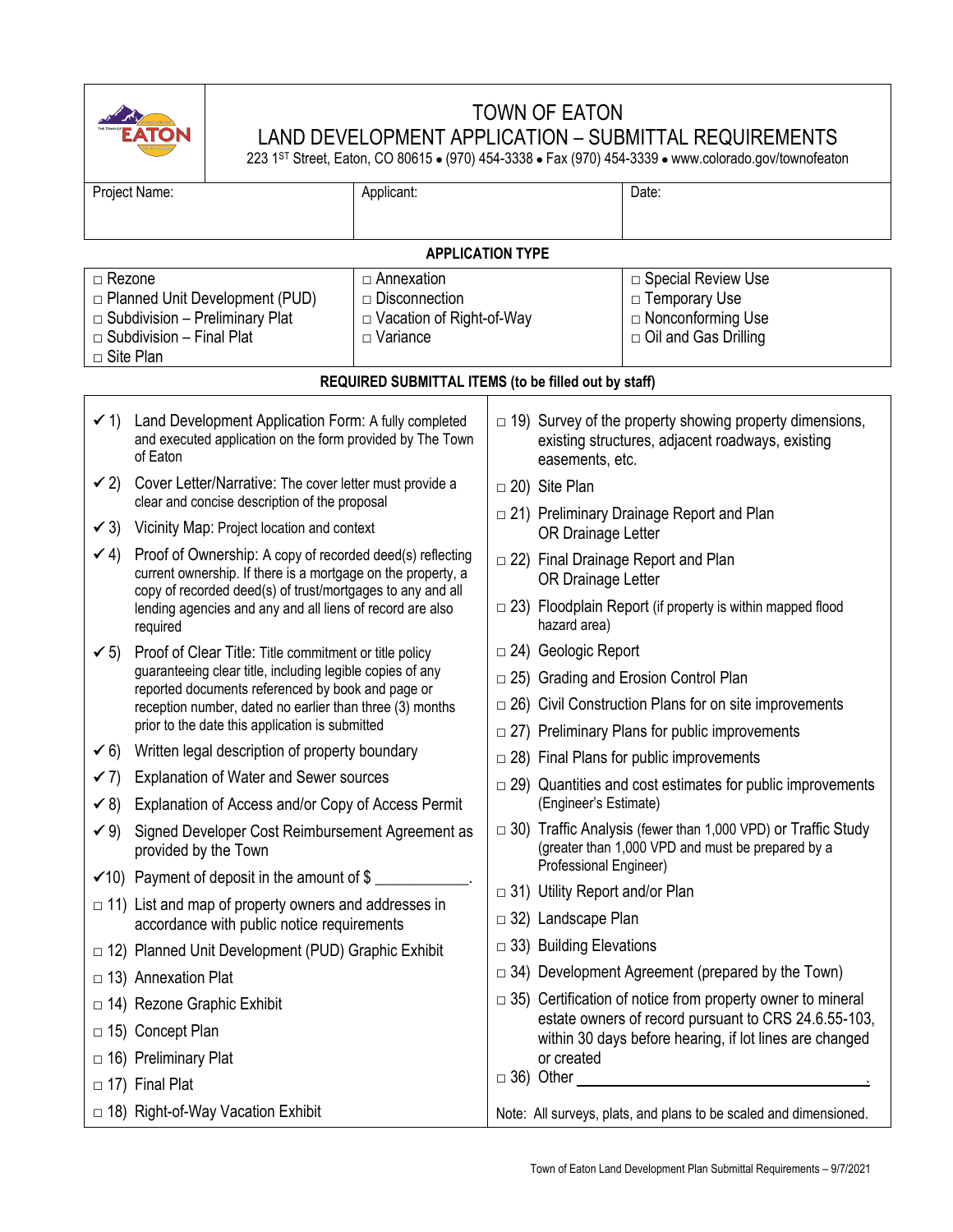# TOWN OF EATON

## LAND DEVELOPMENT APPLICATION – SUBMITTAL REQUIREMENTS

223 1ST Street, Eaton, CO 80615 • (970) 454-3338 • Fax (970) 454-3339 • www.colorado.gov/townofeaton

| Project Name: | Applicant: | Date: |
|---|---|---|
| | | |

### APPLICATION TYPE

| | | |
|---|---|---|
| □ Rezone<br>□ Planned Unit Development (PUD)<br>□ Subdivision – Preliminary Plat<br>□ Subdivision – Final Plat<br>□ Site Plan | □ Annexation<br>□ Disconnection<br>□ Vacation of Right-of-Way<br>□ Variance | □ Special Review Use<br>□ Temporary Use<br>□ Nonconforming Use<br>□ Oil and Gas Drilling |

### REQUIRED SUBMITTAL ITEMS (to be filled out by staff)

- ✓ 1) Land Development Application Form: A fully completed and executed application on the form provided by The Town of Eaton
- ✓ 2) Cover Letter/Narrative: The cover letter must provide a clear and concise description of the proposal
- ✓ 3) Vicinity Map: Project location and context
- ✓ 4) Proof of Ownership: A copy of recorded deed(s) reflecting current ownership. If there is a mortgage on the property, a copy of recorded deed(s) of trust/mortgages to any and all lending agencies and any and all liens of record are also required
- ✓ 5) Proof of Clear Title: Title commitment or title policy guaranteeing clear title, including legible copies of any reported documents referenced by book and page or reception number, dated no earlier than three (3) months prior to the date this application is submitted
- ✓ 6) Written legal description of property boundary
- ✓ 7) Explanation of Water and Sewer sources
- ✓ 8) Explanation of Access and/or Copy of Access Permit
- ✓ 9) Signed Developer Cost Reimbursement Agreement as provided by the Town
- ✓ 10) Payment of deposit in the amount of $ ____________.
- □ 11) List and map of property owners and addresses in accordance with public notice requirements
- □ 12) Planned Unit Development (PUD) Graphic Exhibit
- □ 13) Annexation Plat
- □ 14) Rezone Graphic Exhibit
- □ 15) Concept Plan
- □ 16) Preliminary Plat
- □ 17) Final Plat
- □ 18) Right-of-Way Vacation Exhibit
- □ 19) Survey of the property showing property dimensions, existing structures, adjacent roadways, existing easements, etc.
- □ 20) Site Plan
- □ 21) Preliminary Drainage Report and Plan OR Drainage Letter
- □ 22) Final Drainage Report and Plan OR Drainage Letter
- □ 23) Floodplain Report (if property is within mapped flood hazard area)
- □ 24) Geologic Report
- □ 25) Grading and Erosion Control Plan
- □ 26) Civil Construction Plans for on site improvements
- □ 27) Preliminary Plans for public improvements
- □ 28) Final Plans for public improvements
- □ 29) Quantities and cost estimates for public improvements (Engineer's Estimate)
- □ 30) Traffic Analysis (fewer than 1,000 VPD) or Traffic Study (greater than 1,000 VPD and must be prepared by a Professional Engineer)
- □ 31) Utility Report and/or Plan
- □ 32) Landscape Plan
- □ 33) Building Elevations
- □ 34) Development Agreement (prepared by the Town)
- □ 35) Certification of notice from property owner to mineral estate owners of record pursuant to CRS 24.6.55-103, within 30 days before hearing, if lot lines are changed or created
- □ 36) Other ________________________________.

Note: All surveys, plats, and plans to be scaled and dimensioned.